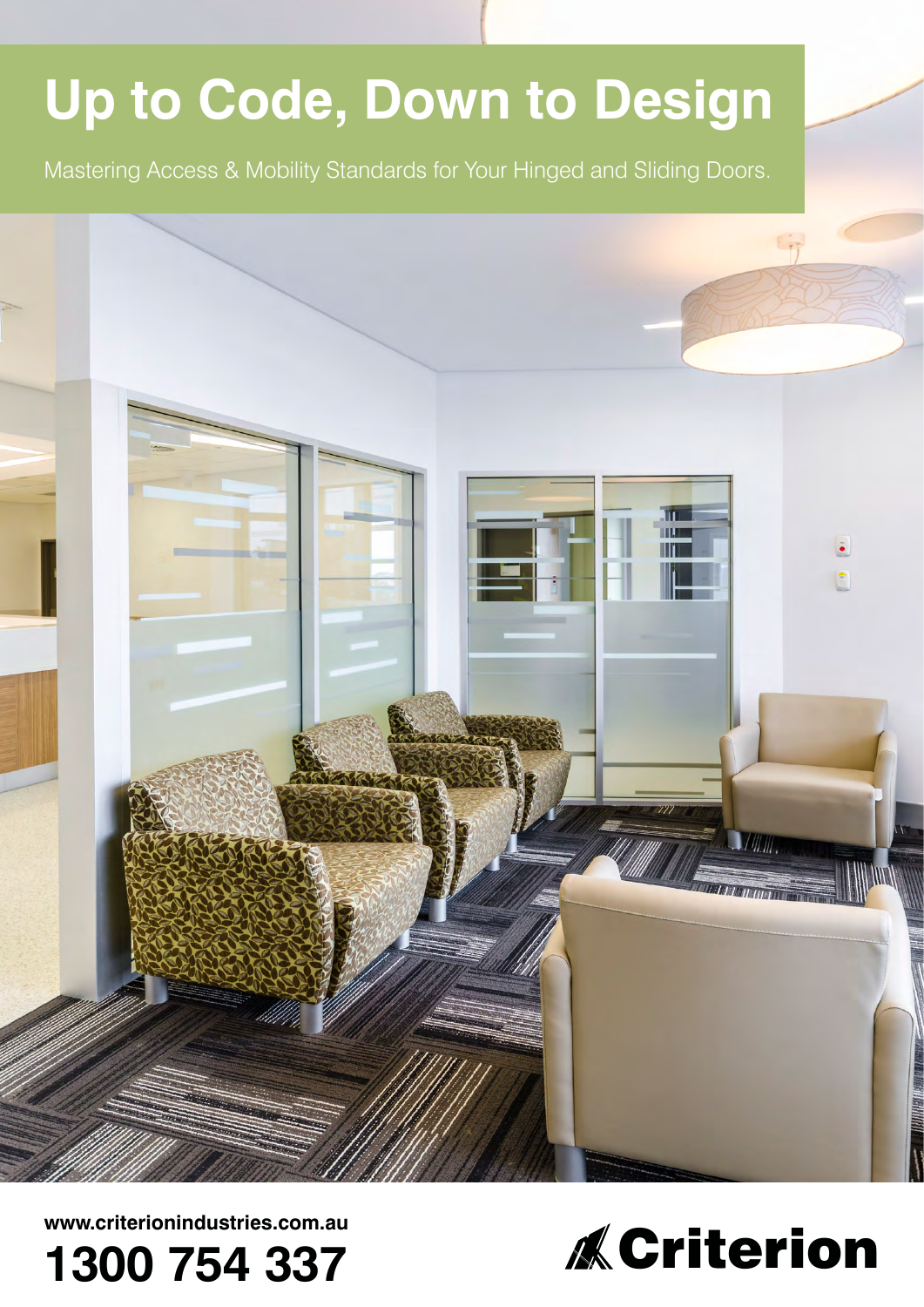# Up to Code, Down to Design

Mastering Access & Mobility Standards for Your Hinged and Sliding Doors.

**www.criterionindustries.com.au**

**1300 754 337**

**Criterion**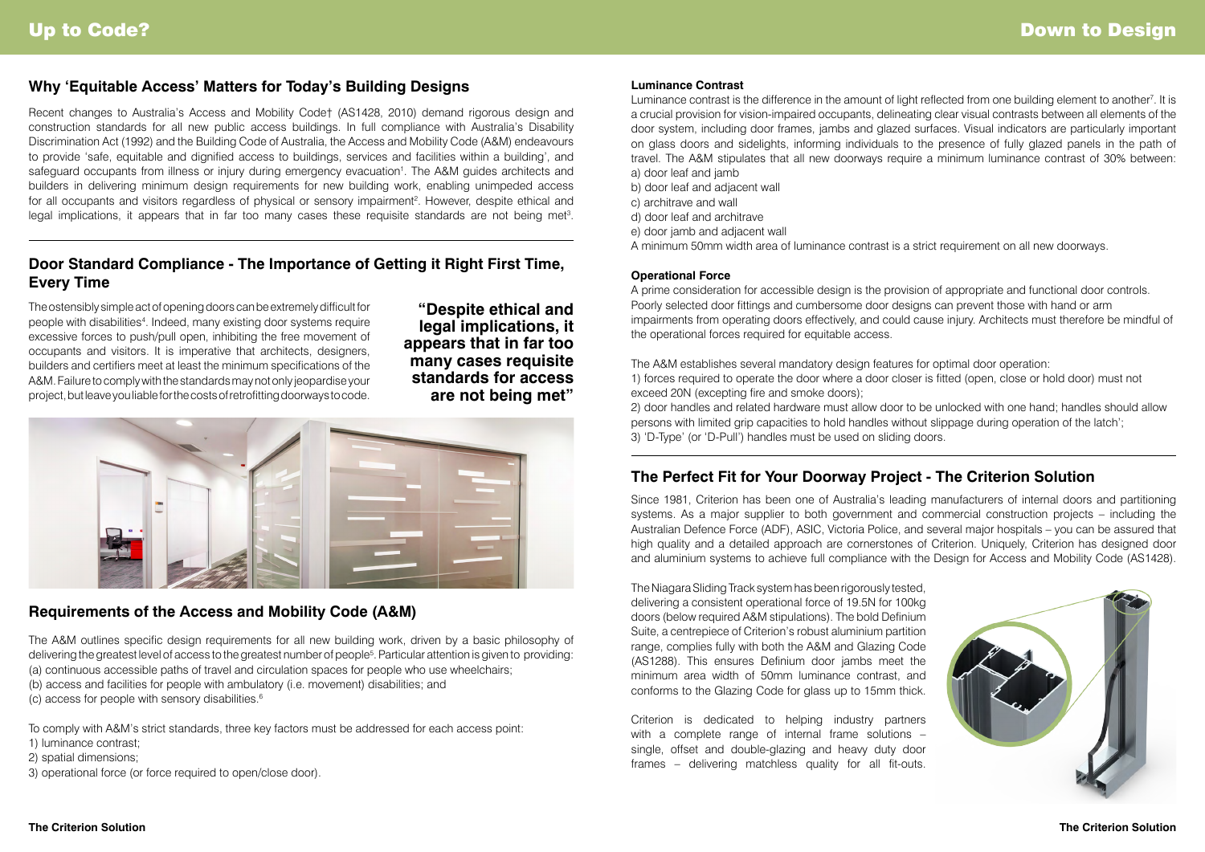## Why 'Equitable Access' Matters for Today's Building Designs

Recent changes to Australia's Access and Mobility Code† (AS1428, 2010) demand rigorous design and construction standards for all new public access buildings. In full compliance with Australia's Disability Discrimination Act (1992) and the Building Code of Australia, the Access and Mobility Code (A&M) endeavours to provide 'safe, equitable and dignified access to buildings, services and facilities within a building', and safeguard occupants from illness or injury during emergency evacuation[1]. The A&M guides architects and builders in delivering minimum design requirements for new building work, enabling unimpeded access for all occupants and visitors regardless of physical or sensory impairment[2]. However, despite ethical and legal implications, it appears that in far too many cases these requisite standards are not being met[3].

## Door Standard Compliance - The Importance of Getting it Right First Time, Every Time

The ostensibly simple act of opening doors can be extremely difficult for people with disabilities[4]. Indeed, many existing door systems require excessive forces to push/pull open, inhibiting the free movement of occupants and visitors. It is imperative that architects, designers, builders and certifiers meet at least the minimum specifications of the A&M. Failure to comply with the standards may not only jeopardise your project, but leave you liable for the costs of retrofitting doorways to code.

**"Despite ethical and legal implications, it appears that in far too many cases requisite standards for access are not being met"**

## Requirements of the Access and Mobility Code (A&M)

The A&M outlines specific design requirements for all new building work, driven by a basic philosophy of delivering the greatest level of access to the greatest number of people[5]. Particular attention is given to providing:

(a) continuous accessible paths of travel and circulation spaces for people who use wheelchairs;
(b) access and facilities for people with ambulatory (i.e. movement) disabilities; and
(c) access for people with sensory disabilities.[6]

To comply with A&M's strict standards, three key factors must be addressed for each access point:

1) luminance contrast;
2) spatial dimensions;
3) operational force (or force required to open/close door).

### Luminance Contrast

Luminance contrast is the difference in the amount of light reflected from one building element to another[7]. It is a crucial provision for vision-impaired occupants, delineating clear visual contrasts between all elements of the door system, including door frames, jambs and glazed surfaces. Visual indicators are particularly important on glass doors and sidelights, informing individuals to the presence of fully glazed panels in the path of travel. The A&M stipulates that all new doorways require a minimum luminance contrast of 30% between:

a) door leaf and jamb
b) door leaf and adjacent wall
c) architrave and wall
d) door leaf and architrave
e) door jamb and adjacent wall

A minimum 50mm width area of luminance contrast is a strict requirement on all new doorways.

### Operational Force

A prime consideration for accessible design is the provision of appropriate and functional door controls. Poorly selected door fittings and cumbersome door designs can prevent those with hand or arm impairments from operating doors effectively, and could cause injury. Architects must therefore be mindful of the operational forces required for equitable access.

The A&M establishes several mandatory design features for optimal door operation:

1) forces required to operate the door where a door closer is fitted (open, close or hold door) must not exceed 20N (excepting fire and smoke doors);
2) door handles and related hardware must allow door to be unlocked with one hand; handles should allow persons with limited grip capacities to hold handles without slippage during operation of the latch';
3) 'D-Type' (or 'D-Pull') handles must be used on sliding doors.

## The Perfect Fit for Your Doorway Project - The Criterion Solution

Since 1981, Criterion has been one of Australia's leading manufacturers of internal doors and partitioning systems. As a major supplier to both government and commercial construction projects – including the Australian Defence Force (ADF), ASIC, Victoria Police, and several major hospitals – you can be assured that high quality and a detailed approach are cornerstones of Criterion. Uniquely, Criterion has designed door and aluminium systems to achieve full compliance with the Design for Access and Mobility Code (AS1428).

The Niagara Sliding Track system has been rigorously tested, delivering a consistent operational force of 19.5N for 100kg doors (below required A&M stipulations). The bold Definium Suite, a centrepiece of Criterion's robust aluminium partition range, complies fully with both the A&M and Glazing Code (AS1288). This ensures Definium door jambs meet the minimum area width of 50mm luminance contrast, and conforms to the Glazing Code for glass up to 15mm thick.

Criterion is dedicated to helping industry partners with a complete range of internal frame solutions – single, offset and double-glazing and heavy duty door frames – delivering matchless quality for all fit-outs.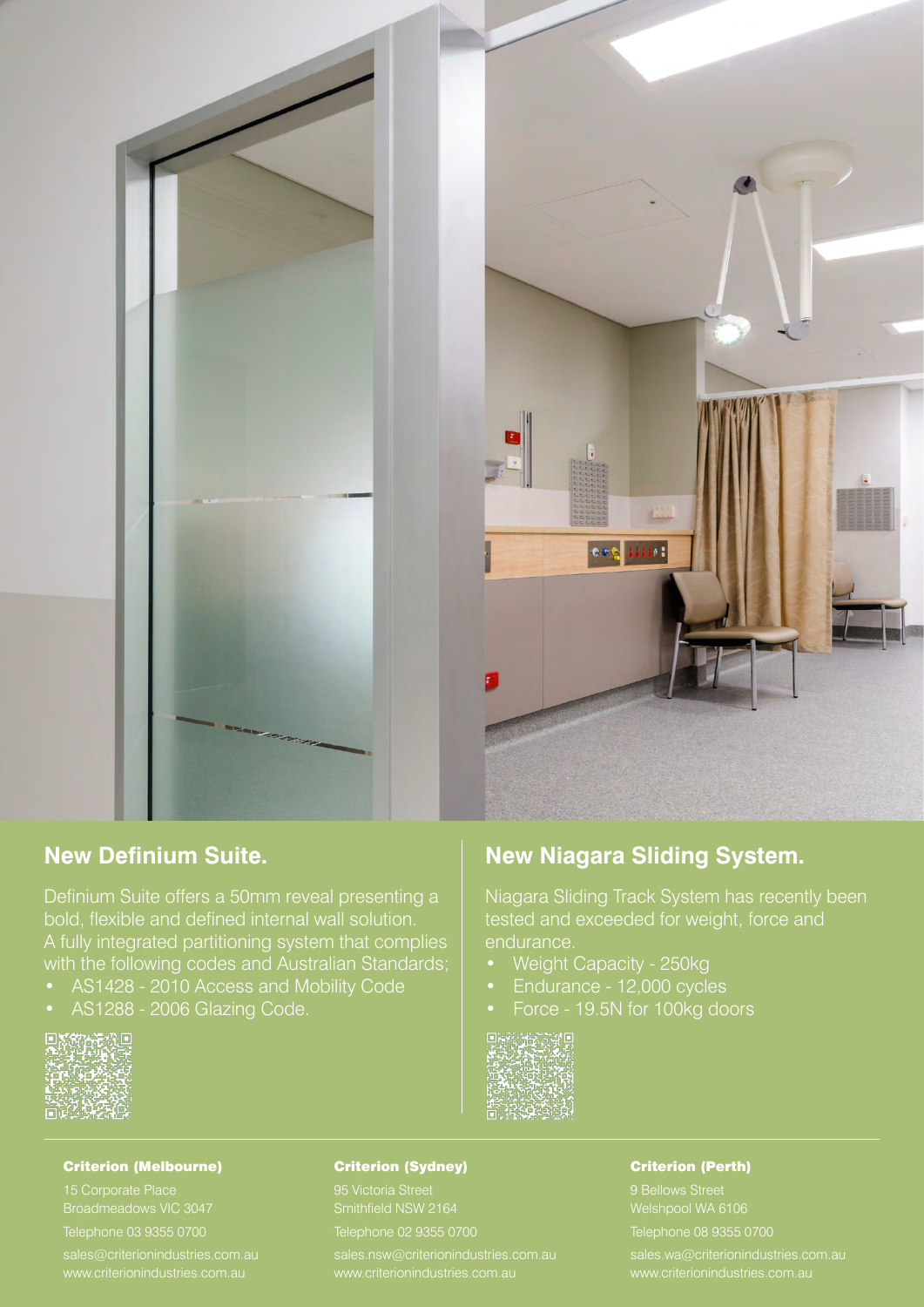## New Definium Suite.

Definium Suite offers a 50mm reveal presenting a bold, flexible and defined internal wall solution. A fully integrated partitioning system that complies with the following codes and Australian Standards;

- AS1428 - 2010 Access and Mobility Code
- AS1288 - 2006 Glazing Code.

## New Niagara Sliding System.

Niagara Sliding Track System has recently been tested and exceeded for weight, force and endurance.

- Weight Capacity - 250kg
- Endurance - 12,000 cycles
- Force - 19.5N for 100kg doors

**Criterion (Melbourne)**

15 Corporate Place
Broadmeadows VIC 3047

Telephone 03 9355 0700

sales@criterionindustries.com.au
www.criterionindustries.com.au

**Criterion (Sydney)**

95 Victoria Street
Smithfield NSW 2164

Telephone 02 9355 0700

sales.nsw@criterionindustries.com.au
www.criterionindustries.com.au

**Criterion (Perth)**

9 Bellows Street
Welshpool WA 6106

Telephone 08 9355 0700

sales.wa@criterionindustries.com.au
www.criterionindustries.com.au